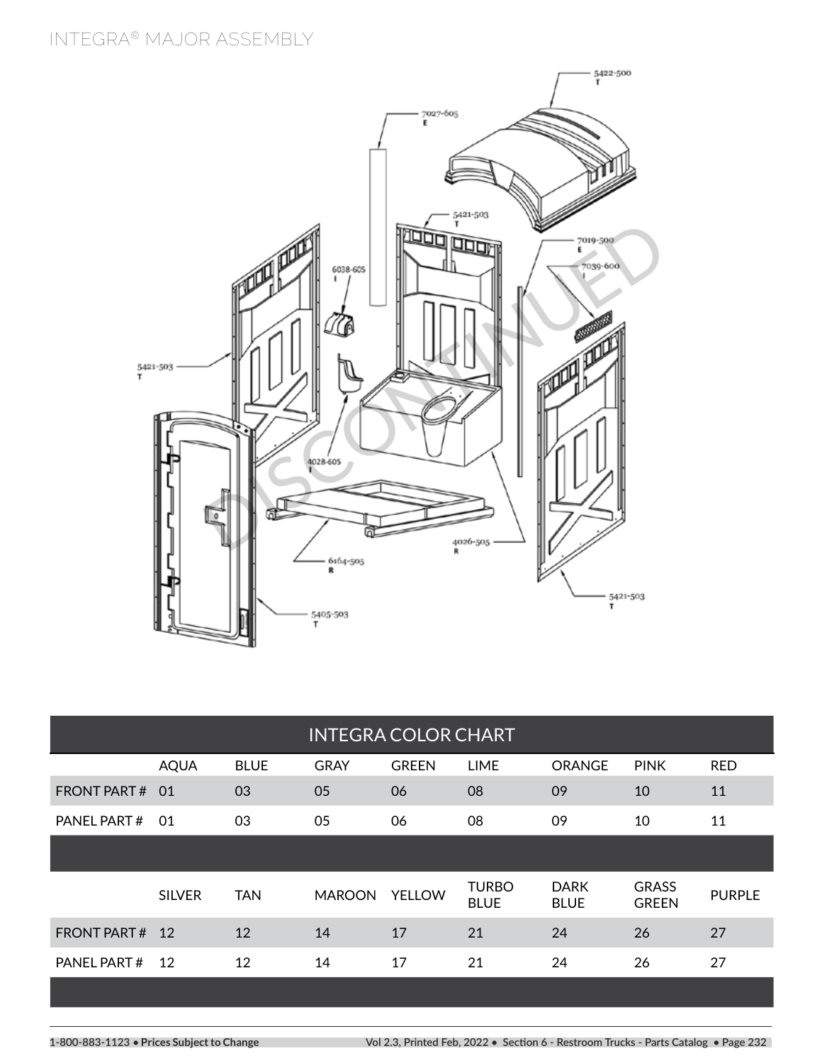# INTEGRA® MAJOR ASSEMBLY

5422-500
T

7027-605
E

5421-503
T

7019-500
E

7039-600
I

6038-605
I

5421-503
T

4028-605
I

4026-505
R

6164-505
R

5421-503
T

5405-503
T

DISCONTINUED

| INTEGRA COLOR CHART | | | | | | | | |
|---|---|---|---|---|---|---|---|---|
| | AQUA | BLUE | GRAY | GREEN | LIME | ORANGE | PINK | RED |
| FRONT PART # | 01 | 03 | 05 | 06 | 08 | 09 | 10 | 11 |
| PANEL PART # | 01 | 03 | 05 | 06 | 08 | 09 | 10 | 11 |
| | | | | | | | | |
| | SILVER | TAN | MAROON | YELLOW | TURBO BLUE | DARK BLUE | GRASS GREEN | PURPLE |
| FRONT PART # | 12 | 12 | 14 | 17 | 21 | 24 | 26 | 27 |
| PANEL PART # | 12 | 12 | 14 | 17 | 21 | 24 | 26 | 27 |

**1-800-883-1123 • Prices Subject to Change**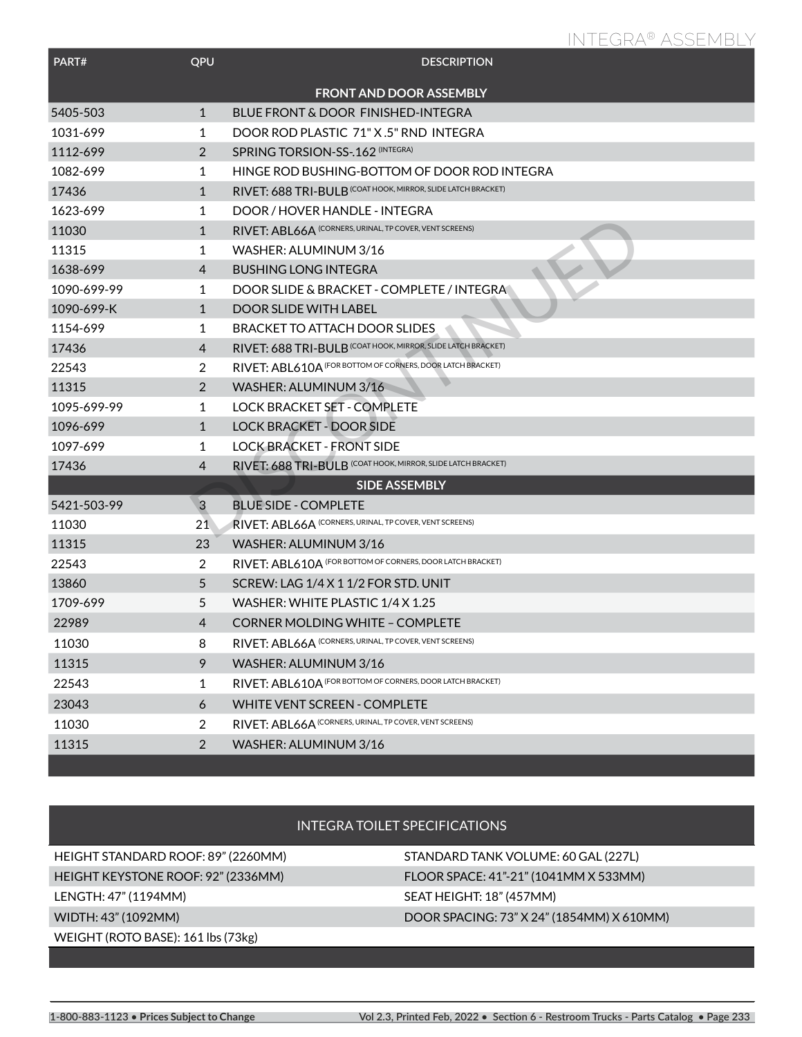# INTEGRA® ASSEMBLY

DISCONTINUED

| PART# | QPU | DESCRIPTION |
|---|---|---|
| **FRONT AND DOOR ASSEMBLY** | | |
| 5405-503 | 1 | BLUE FRONT & DOOR FINISHED-INTEGRA |
| 1031-699 | 1 | DOOR ROD PLASTIC 71" X .5" RND INTEGRA |
| 1112-699 | 2 | SPRING TORSION-SS-.162 (INTEGRA) |
| 1082-699 | 1 | HINGE ROD BUSHING-BOTTOM OF DOOR ROD INTEGRA |
| 17436 | 1 | RIVET: 688 TRI-BULB (COAT HOOK, MIRROR, SLIDE LATCH BRACKET) |
| 1623-699 | 1 | DOOR / HOVER HANDLE - INTEGRA |
| 11030 | 1 | RIVET: ABL66A (CORNERS, URINAL, TP COVER, VENT SCREENS) |
| 11315 | 1 | WASHER: ALUMINUM 3/16 |
| 1638-699 | 4 | BUSHING LONG INTEGRA |
| 1090-699-99 | 1 | DOOR SLIDE & BRACKET - COMPLETE / INTEGRA |
| 1090-699-K | 1 | DOOR SLIDE WITH LABEL |
| 1154-699 | 1 | BRACKET TO ATTACH DOOR SLIDES |
| 17436 | 4 | RIVET: 688 TRI-BULB (COAT HOOK, MIRROR, SLIDE LATCH BRACKET) |
| 22543 | 2 | RIVET: ABL610A (FOR BOTTOM OF CORNERS, DOOR LATCH BRACKET) |
| 11315 | 2 | WASHER: ALUMINUM 3/16 |
| 1095-699-99 | 1 | LOCK BRACKET SET - COMPLETE |
| 1096-699 | 1 | LOCK BRACKET - DOOR SIDE |
| 1097-699 | 1 | LOCK BRACKET - FRONT SIDE |
| 17436 | 4 | RIVET: 688 TRI-BULB (COAT HOOK, MIRROR, SLIDE LATCH BRACKET) |
| **SIDE ASSEMBLY** | | |
| 5421-503-99 | 3 | BLUE SIDE - COMPLETE |
| 11030 | 21 | RIVET: ABL66A (CORNERS, URINAL, TP COVER, VENT SCREENS) |
| 11315 | 23 | WASHER: ALUMINUM 3/16 |
| 22543 | 2 | RIVET: ABL610A (FOR BOTTOM OF CORNERS, DOOR LATCH BRACKET) |
| 13860 | 5 | SCREW: LAG 1/4 X 1 1/2 FOR STD. UNIT |
| 1709-699 | 5 | WASHER: WHITE PLASTIC 1/4 X 1.25 |
| 22989 | 4 | CORNER MOLDING WHITE – COMPLETE |
| 11030 | 8 | RIVET: ABL66A (CORNERS, URINAL, TP COVER, VENT SCREENS) |
| 11315 | 9 | WASHER: ALUMINUM 3/16 |
| 22543 | 1 | RIVET: ABL610A (FOR BOTTOM OF CORNERS, DOOR LATCH BRACKET) |
| 23043 | 6 | WHITE VENT SCREEN - COMPLETE |
| 11030 | 2 | RIVET: ABL66A (CORNERS, URINAL, TP COVER, VENT SCREENS) |
| 11315 | 2 | WASHER: ALUMINUM 3/16 |

| INTEGRA TOILET SPECIFICATIONS | |
|---|---|
| HEIGHT STANDARD ROOF: 89” (2260MM) | STANDARD TANK VOLUME: 60 GAL (227L) |
| HEIGHT KEYSTONE ROOF: 92” (2336MM) | FLOOR SPACE: 41”-21” (1041MM X 533MM) |
| LENGTH: 47” (1194MM) | SEAT HEIGHT: 18” (457MM) |
| WIDTH: 43” (1092MM) | DOOR SPACING: 73” X 24” (1854MM) X 610MM) |
| WEIGHT (ROTO BASE): 161 lbs (73kg) | |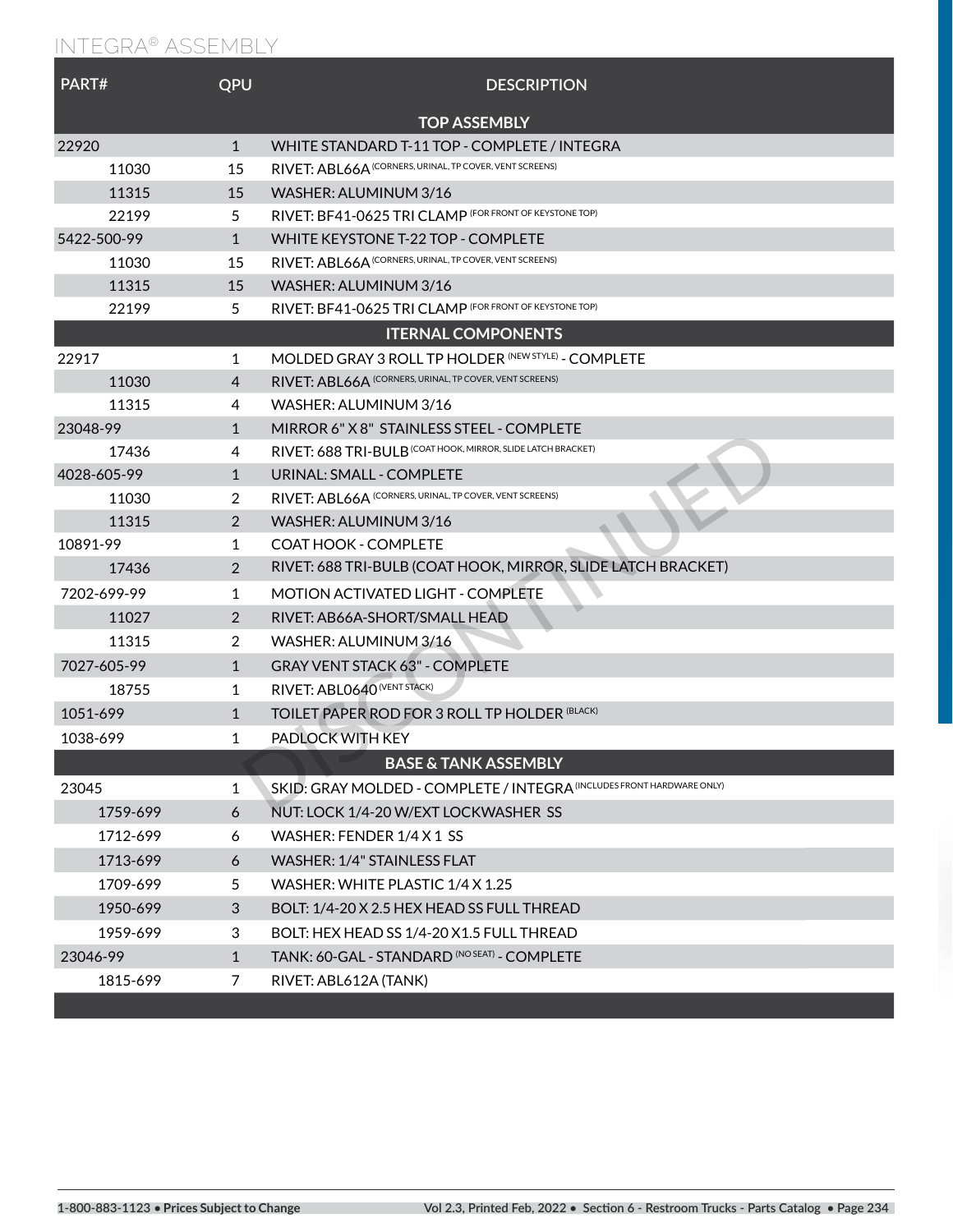## INTEGRA® ASSEMBLY

DISCONTINUED

| PART# | QPU | DESCRIPTION |
|---|---|---|
| | | **TOP ASSEMBLY** |
| 22920 | 1 | WHITE STANDARD T-11 TOP - COMPLETE / INTEGRA |
| 11030 | 15 | RIVET: ABL66A (CORNERS, URINAL, TP COVER, VENT SCREENS) |
| 11315 | 15 | WASHER: ALUMINUM 3/16 |
| 22199 | 5 | RIVET: BF41-0625 TRI CLAMP (FOR FRONT OF KEYSTONE TOP) |
| 5422-500-99 | 1 | WHITE KEYSTONE T-22 TOP - COMPLETE |
| 11030 | 15 | RIVET: ABL66A (CORNERS, URINAL, TP COVER, VENT SCREENS) |
| 11315 | 15 | WASHER: ALUMINUM 3/16 |
| 22199 | 5 | RIVET: BF41-0625 TRI CLAMP (FOR FRONT OF KEYSTONE TOP) |
| | | **ITERNAL COMPONENTS** |
| 22917 | 1 | MOLDED GRAY 3 ROLL TP HOLDER (NEW STYLE) - COMPLETE |
| 11030 | 4 | RIVET: ABL66A (CORNERS, URINAL, TP COVER, VENT SCREENS) |
| 11315 | 4 | WASHER: ALUMINUM 3/16 |
| 23048-99 | 1 | MIRROR 6" X 8" STAINLESS STEEL - COMPLETE |
| 17436 | 4 | RIVET: 688 TRI-BULB (COAT HOOK, MIRROR, SLIDE LATCH BRACKET) |
| 4028-605-99 | 1 | URINAL: SMALL - COMPLETE |
| 11030 | 2 | RIVET: ABL66A (CORNERS, URINAL, TP COVER, VENT SCREENS) |
| 11315 | 2 | WASHER: ALUMINUM 3/16 |
| 10891-99 | 1 | COAT HOOK - COMPLETE |
| 17436 | 2 | RIVET: 688 TRI-BULB (COAT HOOK, MIRROR, SLIDE LATCH BRACKET) |
| 7202-699-99 | 1 | MOTION ACTIVATED LIGHT - COMPLETE |
| 11027 | 2 | RIVET: AB66A-SHORT/SMALL HEAD |
| 11315 | 2 | WASHER: ALUMINUM 3/16 |
| 7027-605-99 | 1 | GRAY VENT STACK 63" - COMPLETE |
| 18755 | 1 | RIVET: ABL0640 (VENT STACK) |
| 1051-699 | 1 | TOILET PAPER ROD FOR 3 ROLL TP HOLDER (BLACK) |
| 1038-699 | 1 | PADLOCK WITH KEY |
| | | **BASE & TANK ASSEMBLY** |
| 23045 | 1 | SKID: GRAY MOLDED - COMPLETE / INTEGRA (INCLUDES FRONT HARDWARE ONLY) |
| 1759-699 | 6 | NUT: LOCK 1/4-20 W/EXT LOCKWASHER SS |
| 1712-699 | 6 | WASHER: FENDER 1/4 X 1 SS |
| 1713-699 | 6 | WASHER: 1/4" STAINLESS FLAT |
| 1709-699 | 5 | WASHER: WHITE PLASTIC 1/4 X 1.25 |
| 1950-699 | 3 | BOLT: 1/4-20 X 2.5 HEX HEAD SS FULL THREAD |
| 1959-699 | 3 | BOLT: HEX HEAD SS 1/4-20 X1.5 FULL THREAD |
| 23046-99 | 1 | TANK: 60-GAL - STANDARD (NO SEAT) - COMPLETE |
| 1815-699 | 7 | RIVET: ABL612A (TANK) |